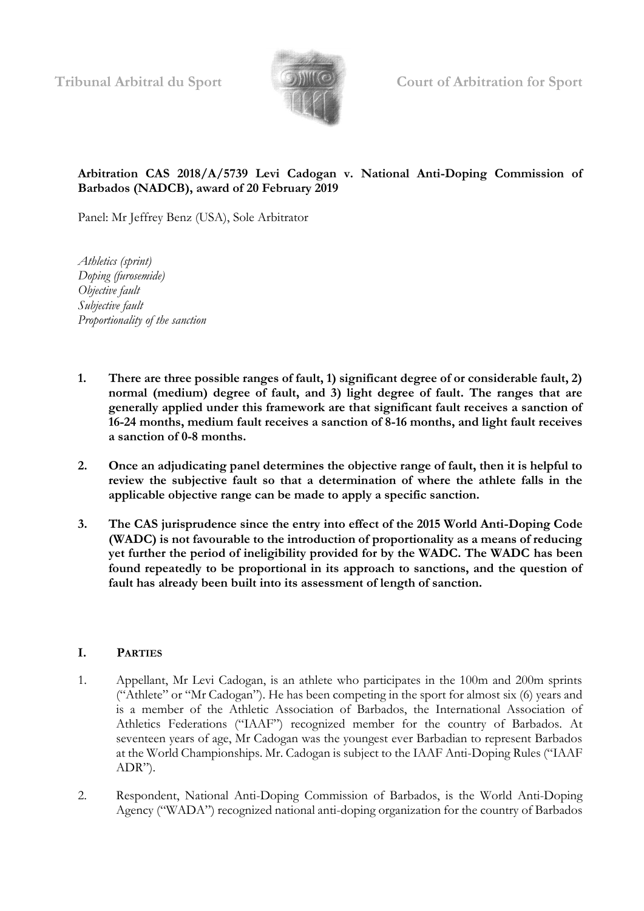Tribunal Arbitral du Sport Court of Arbitration for Sport

**Arbitration CAS 2018/A/5739 Levi Cadogan v. National Anti-Doping Commission of Barbados (NADCB), award of 20 February 2019**

Panel: Mr Jeffrey Benz (USA), Sole Arbitrator

*Athletics (sprint)*
*Doping (furosemide)*
*Objective fault*
*Subjective fault*
*Proportionality of the sanction*

1. **There are three possible ranges of fault, 1) significant degree of or considerable fault, 2) normal (medium) degree of fault, and 3) light degree of fault. The ranges that are generally applied under this framework are that significant fault receives a sanction of 16-24 months, medium fault receives a sanction of 8-16 months, and light fault receives a sanction of 0-8 months.**

2. **Once an adjudicating panel determines the objective range of fault, then it is helpful to review the subjective fault so that a determination of where the athlete falls in the applicable objective range can be made to apply a specific sanction.**

3. **The CAS jurisprudence since the entry into effect of the 2015 World Anti-Doping Code (WADC) is not favourable to the introduction of proportionality as a means of reducing yet further the period of ineligibility provided for by the WADC. The WADC has been found repeatedly to be proportional in its approach to sanctions, and the question of fault has already been built into its assessment of length of sanction.**

## I. PARTIES

1. Appellant, Mr Levi Cadogan, is an athlete who participates in the 100m and 200m sprints ("Athlete" or "Mr Cadogan"). He has been competing in the sport for almost six (6) years and is a member of the Athletic Association of Barbados, the International Association of Athletics Federations ("IAAF") recognized member for the country of Barbados. At seventeen years of age, Mr Cadogan was the youngest ever Barbadian to represent Barbados at the World Championships. Mr. Cadogan is subject to the IAAF Anti-Doping Rules ("IAAF ADR").

2. Respondent, National Anti-Doping Commission of Barbados, is the World Anti-Doping Agency ("WADA") recognized national anti-doping organization for the country of Barbados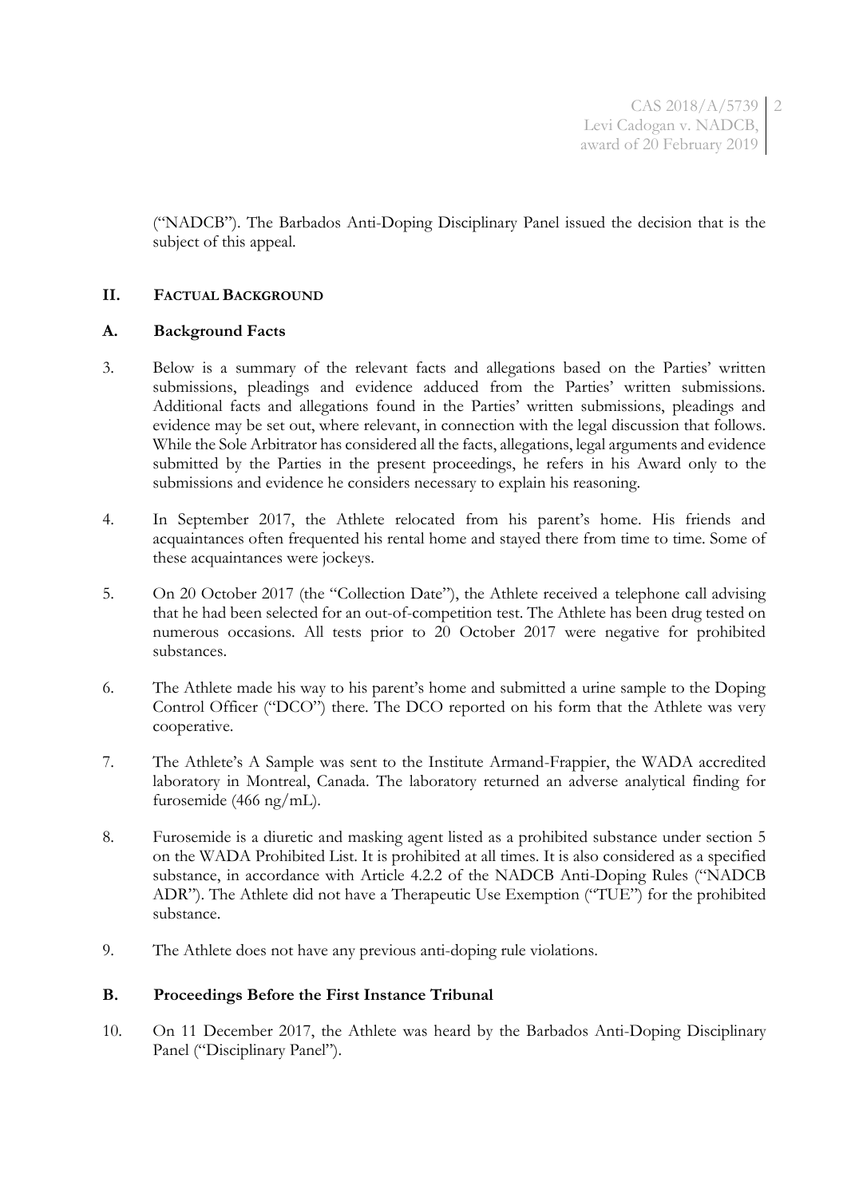("NADCB"). The Barbados Anti-Doping Disciplinary Panel issued the decision that is the subject of this appeal.

## II. FACTUAL BACKGROUND

### A. Background Facts

3. Below is a summary of the relevant facts and allegations based on the Parties' written submissions, pleadings and evidence adduced from the Parties' written submissions. Additional facts and allegations found in the Parties' written submissions, pleadings and evidence may be set out, where relevant, in connection with the legal discussion that follows. While the Sole Arbitrator has considered all the facts, allegations, legal arguments and evidence submitted by the Parties in the present proceedings, he refers in his Award only to the submissions and evidence he considers necessary to explain his reasoning.

4. In September 2017, the Athlete relocated from his parent's home. His friends and acquaintances often frequented his rental home and stayed there from time to time. Some of these acquaintances were jockeys.

5. On 20 October 2017 (the "Collection Date"), the Athlete received a telephone call advising that he had been selected for an out-of-competition test. The Athlete has been drug tested on numerous occasions. All tests prior to 20 October 2017 were negative for prohibited substances.

6. The Athlete made his way to his parent's home and submitted a urine sample to the Doping Control Officer ("DCO") there. The DCO reported on his form that the Athlete was very cooperative.

7. The Athlete's A Sample was sent to the Institute Armand-Frappier, the WADA accredited laboratory in Montreal, Canada. The laboratory returned an adverse analytical finding for furosemide (466 ng/mL).

8. Furosemide is a diuretic and masking agent listed as a prohibited substance under section 5 on the WADA Prohibited List. It is prohibited at all times. It is also considered as a specified substance, in accordance with Article 4.2.2 of the NADCB Anti-Doping Rules ("NADCB ADR"). The Athlete did not have a Therapeutic Use Exemption ("TUE") for the prohibited substance.

9. The Athlete does not have any previous anti-doping rule violations.

### B. Proceedings Before the First Instance Tribunal

10. On 11 December 2017, the Athlete was heard by the Barbados Anti-Doping Disciplinary Panel ("Disciplinary Panel").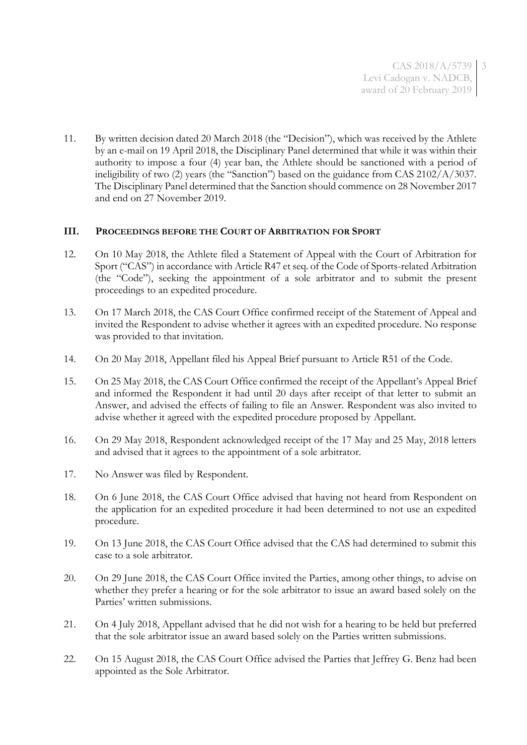11. By written decision dated 20 March 2018 (the "Decision"), which was received by the Athlete by an e-mail on 19 April 2018, the Disciplinary Panel determined that while it was within their authority to impose a four (4) year ban, the Athlete should be sanctioned with a period of ineligibility of two (2) years (the "Sanction") based on the guidance from CAS 2102/A/3037. The Disciplinary Panel determined that the Sanction should commence on 28 November 2017 and end on 27 November 2019.

## III. PROCEEDINGS BEFORE THE COURT OF ARBITRATION FOR SPORT

12. On 10 May 2018, the Athlete filed a Statement of Appeal with the Court of Arbitration for Sport ("CAS") in accordance with Article R47 et seq. of the Code of Sports-related Arbitration (the "Code"), seeking the appointment of a sole arbitrator and to submit the present proceedings to an expedited procedure.

13. On 17 March 2018, the CAS Court Office confirmed receipt of the Statement of Appeal and invited the Respondent to advise whether it agrees with an expedited procedure. No response was provided to that invitation.

14. On 20 May 2018, Appellant filed his Appeal Brief pursuant to Article R51 of the Code.

15. On 25 May 2018, the CAS Court Office confirmed the receipt of the Appellant's Appeal Brief and informed the Respondent it had until 20 days after receipt of that letter to submit an Answer, and advised the effects of failing to file an Answer. Respondent was also invited to advise whether it agreed with the expedited procedure proposed by Appellant.

16. On 29 May 2018, Respondent acknowledged receipt of the 17 May and 25 May, 2018 letters and advised that it agrees to the appointment of a sole arbitrator.

17. No Answer was filed by Respondent.

18. On 6 June 2018, the CAS Court Office advised that having not heard from Respondent on the application for an expedited procedure it had been determined to not use an expedited procedure.

19. On 13 June 2018, the CAS Court Office advised that the CAS had determined to submit this case to a sole arbitrator.

20. On 29 June 2018, the CAS Court Office invited the Parties, among other things, to advise on whether they prefer a hearing or for the sole arbitrator to issue an award based solely on the Parties' written submissions.

21. On 4 July 2018, Appellant advised that he did not wish for a hearing to be held but preferred that the sole arbitrator issue an award based solely on the Parties written submissions.

22. On 15 August 2018, the CAS Court Office advised the Parties that Jeffrey G. Benz had been appointed as the Sole Arbitrator.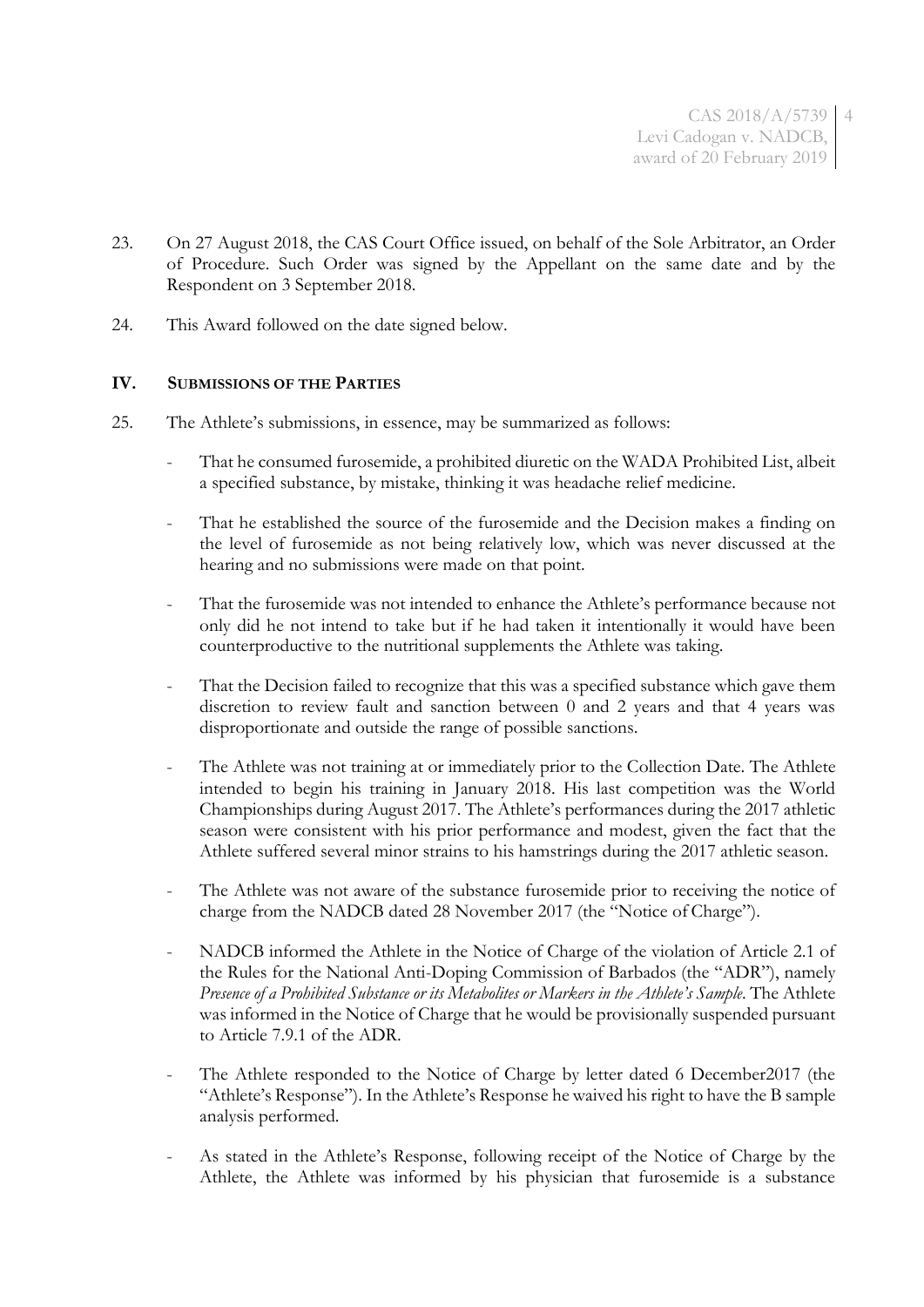23. On 27 August 2018, the CAS Court Office issued, on behalf of the Sole Arbitrator, an Order of Procedure. Such Order was signed by the Appellant on the same date and by the Respondent on 3 September 2018.

24. This Award followed on the date signed below.

## IV. SUBMISSIONS OF THE PARTIES

25. The Athlete's submissions, in essence, may be summarized as follows:

   - That he consumed furosemide, a prohibited diuretic on the WADA Prohibited List, albeit a specified substance, by mistake, thinking it was headache relief medicine.

   - That he established the source of the furosemide and the Decision makes a finding on the level of furosemide as not being relatively low, which was never discussed at the hearing and no submissions were made on that point.

   - That the furosemide was not intended to enhance the Athlete's performance because not only did he not intend to take but if he had taken it intentionally it would have been counterproductive to the nutritional supplements the Athlete was taking.

   - That the Decision failed to recognize that this was a specified substance which gave them discretion to review fault and sanction between 0 and 2 years and that 4 years was disproportionate and outside the range of possible sanctions.

   - The Athlete was not training at or immediately prior to the Collection Date. The Athlete intended to begin his training in January 2018. His last competition was the World Championships during August 2017. The Athlete's performances during the 2017 athletic season were consistent with his prior performance and modest, given the fact that the Athlete suffered several minor strains to his hamstrings during the 2017 athletic season.

   - The Athlete was not aware of the substance furosemide prior to receiving the notice of charge from the NADCB dated 28 November 2017 (the "Notice of Charge").

   - NADCB informed the Athlete in the Notice of Charge of the violation of Article 2.1 of the Rules for the National Anti-Doping Commission of Barbados (the "ADR"), namely *Presence of a Prohibited Substance or its Metabolites or Markers in the Athlete's Sample*. The Athlete was informed in the Notice of Charge that he would be provisionally suspended pursuant to Article 7.9.1 of the ADR.

   - The Athlete responded to the Notice of Charge by letter dated 6 December2017 (the "Athlete's Response"). In the Athlete's Response he waived his right to have the B sample analysis performed.

   - As stated in the Athlete's Response, following receipt of the Notice of Charge by the Athlete, the Athlete was informed by his physician that furosemide is a substance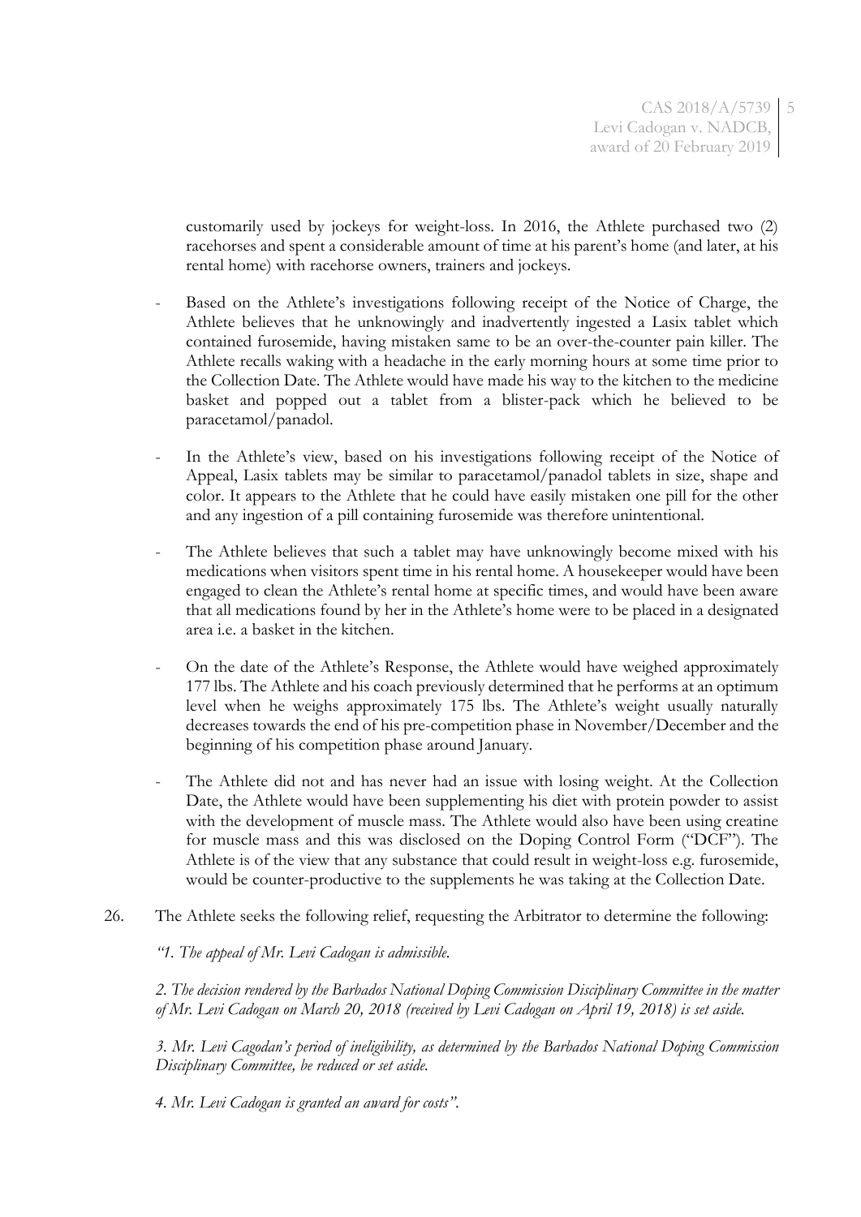customarily used by jockeys for weight-loss. In 2016, the Athlete purchased two (2) racehorses and spent a considerable amount of time at his parent's home (and later, at his rental home) with racehorse owners, trainers and jockeys.

- Based on the Athlete's investigations following receipt of the Notice of Charge, the Athlete believes that he unknowingly and inadvertently ingested a Lasix tablet which contained furosemide, having mistaken same to be an over-the-counter pain killer. The Athlete recalls waking with a headache in the early morning hours at some time prior to the Collection Date. The Athlete would have made his way to the kitchen to the medicine basket and popped out a tablet from a blister-pack which he believed to be paracetamol/panadol.

- In the Athlete's view, based on his investigations following receipt of the Notice of Appeal, Lasix tablets may be similar to paracetamol/panadol tablets in size, shape and color. It appears to the Athlete that he could have easily mistaken one pill for the other and any ingestion of a pill containing furosemide was therefore unintentional.

- The Athlete believes that such a tablet may have unknowingly become mixed with his medications when visitors spent time in his rental home. A housekeeper would have been engaged to clean the Athlete's rental home at specific times, and would have been aware that all medications found by her in the Athlete's home were to be placed in a designated area i.e. a basket in the kitchen.

- On the date of the Athlete's Response, the Athlete would have weighed approximately 177 lbs. The Athlete and his coach previously determined that he performs at an optimum level when he weighs approximately 175 lbs. The Athlete's weight usually naturally decreases towards the end of his pre-competition phase in November/December and the beginning of his competition phase around January.

- The Athlete did not and has never had an issue with losing weight. At the Collection Date, the Athlete would have been supplementing his diet with protein powder to assist with the development of muscle mass. The Athlete would also have been using creatine for muscle mass and this was disclosed on the Doping Control Form ("DCF"). The Athlete is of the view that any substance that could result in weight-loss e.g. furosemide, would be counter-productive to the supplements he was taking at the Collection Date.

26. The Athlete seeks the following relief, requesting the Arbitrator to determine the following:

*"1. The appeal of Mr. Levi Cadogan is admissible.*

*2. The decision rendered by the Barbados National Doping Commission Disciplinary Committee in the matter of Mr. Levi Cadogan on March 20, 2018 (received by Levi Cadogan on April 19, 2018) is set aside.*

*3. Mr. Levi Cagodan's period of ineligibility, as determined by the Barbados National Doping Commission Disciplinary Committee, be reduced or set aside.*

*4. Mr. Levi Cadogan is granted an award for costs".*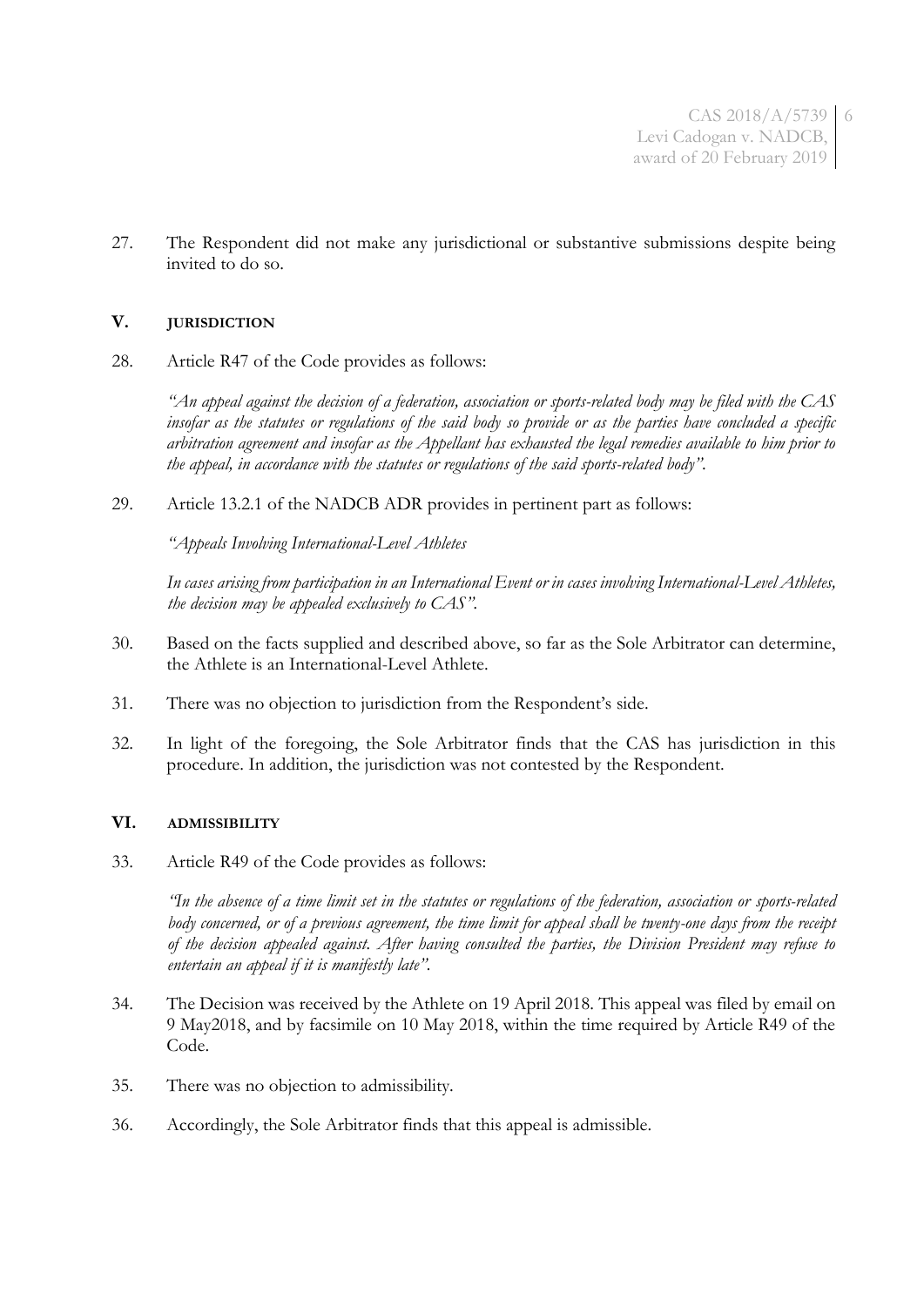27. The Respondent did not make any jurisdictional or substantive submissions despite being invited to do so.

## V. JURISDICTION

28. Article R47 of the Code provides as follows:

*"An appeal against the decision of a federation, association or sports-related body may be filed with the CAS insofar as the statutes or regulations of the said body so provide or as the parties have concluded a specific arbitration agreement and insofar as the Appellant has exhausted the legal remedies available to him prior to the appeal, in accordance with the statutes or regulations of the said sports-related body".*

29. Article 13.2.1 of the NADCB ADR provides in pertinent part as follows:

*"Appeals Involving International-Level Athletes*

*In cases arising from participation in an International Event or in cases involving International-Level Athletes, the decision may be appealed exclusively to CAS".*

30. Based on the facts supplied and described above, so far as the Sole Arbitrator can determine, the Athlete is an International-Level Athlete.

31. There was no objection to jurisdiction from the Respondent's side.

32. In light of the foregoing, the Sole Arbitrator finds that the CAS has jurisdiction in this procedure. In addition, the jurisdiction was not contested by the Respondent.

## VI. ADMISSIBILITY

33. Article R49 of the Code provides as follows:

*"In the absence of a time limit set in the statutes or regulations of the federation, association or sports-related body concerned, or of a previous agreement, the time limit for appeal shall be twenty-one days from the receipt of the decision appealed against. After having consulted the parties, the Division President may refuse to entertain an appeal if it is manifestly late".*

34. The Decision was received by the Athlete on 19 April 2018. This appeal was filed by email on 9 May2018, and by facsimile on 10 May 2018, within the time required by Article R49 of the Code.

35. There was no objection to admissibility.

36. Accordingly, the Sole Arbitrator finds that this appeal is admissible.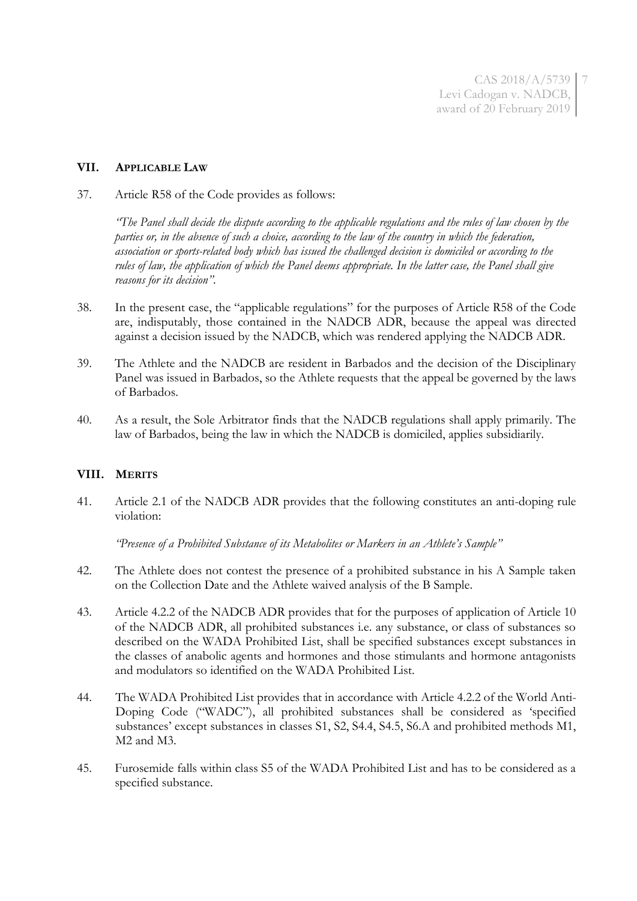## VII. APPLICABLE LAW

37. Article R58 of the Code provides as follows:

    *"The Panel shall decide the dispute according to the applicable regulations and the rules of law chosen by the parties or, in the absence of such a choice, according to the law of the country in which the federation, association or sports-related body which has issued the challenged decision is domiciled or according to the rules of law, the application of which the Panel deems appropriate. In the latter case, the Panel shall give reasons for its decision".*

38. In the present case, the "applicable regulations" for the purposes of Article R58 of the Code are, indisputably, those contained in the NADCB ADR, because the appeal was directed against a decision issued by the NADCB, which was rendered applying the NADCB ADR.

39. The Athlete and the NADCB are resident in Barbados and the decision of the Disciplinary Panel was issued in Barbados, so the Athlete requests that the appeal be governed by the laws of Barbados.

40. As a result, the Sole Arbitrator finds that the NADCB regulations shall apply primarily. The law of Barbados, being the law in which the NADCB is domiciled, applies subsidiarily.

## VIII. MERITS

41. Article 2.1 of the NADCB ADR provides that the following constitutes an anti-doping rule violation:

    *"Presence of a Prohibited Substance of its Metabolites or Markers in an Athlete's Sample"*

42. The Athlete does not contest the presence of a prohibited substance in his A Sample taken on the Collection Date and the Athlete waived analysis of the B Sample.

43. Article 4.2.2 of the NADCB ADR provides that for the purposes of application of Article 10 of the NADCB ADR, all prohibited substances i.e. any substance, or class of substances so described on the WADA Prohibited List, shall be specified substances except substances in the classes of anabolic agents and hormones and those stimulants and hormone antagonists and modulators so identified on the WADA Prohibited List.

44. The WADA Prohibited List provides that in accordance with Article 4.2.2 of the World Anti-Doping Code ("WADC"), all prohibited substances shall be considered as 'specified substances' except substances in classes S1, S2, S4.4, S4.5, S6.A and prohibited methods M1, M2 and M3.

45. Furosemide falls within class S5 of the WADA Prohibited List and has to be considered as a specified substance.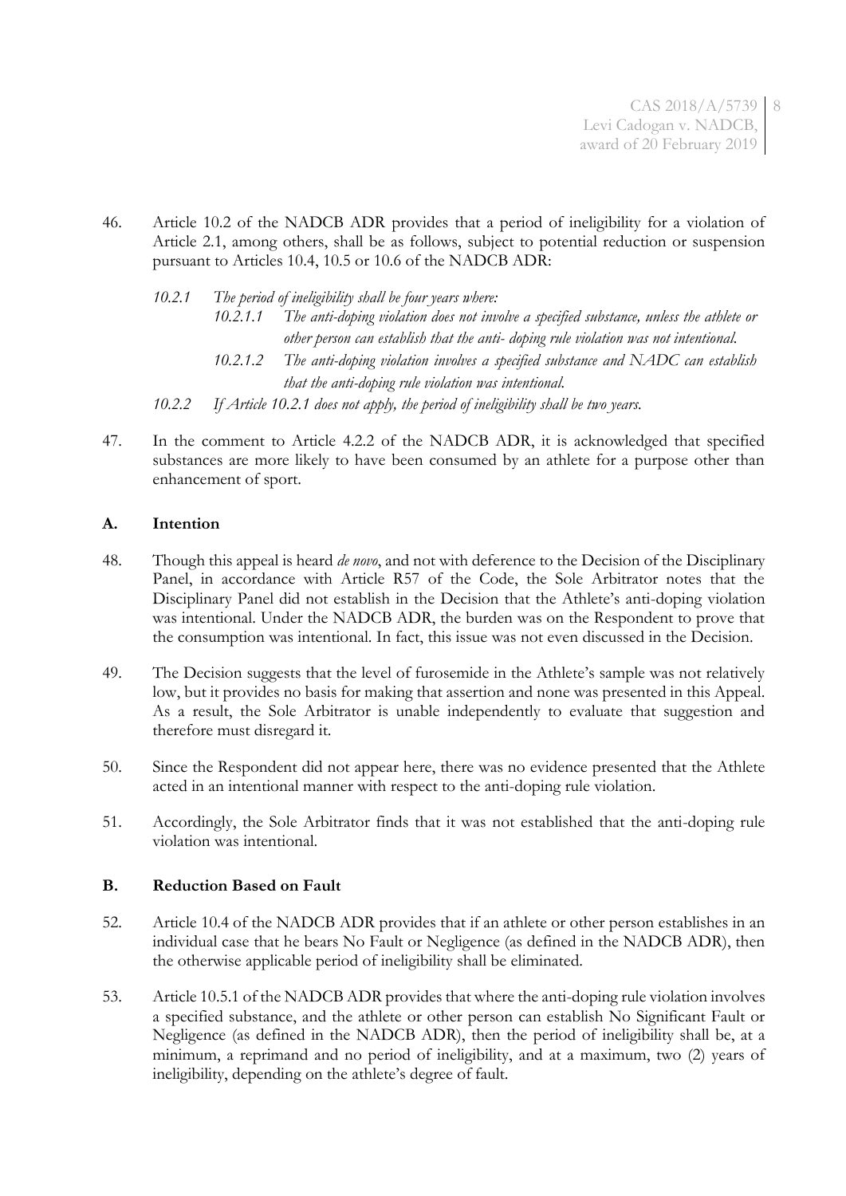46. Article 10.2 of the NADCB ADR provides that a period of ineligibility for a violation of Article 2.1, among others, shall be as follows, subject to potential reduction or suspension pursuant to Articles 10.4, 10.5 or 10.6 of the NADCB ADR:

   *10.2.1 The period of ineligibility shall be four years where:*

   *10.2.1.1 The anti-doping violation does not involve a specified substance, unless the athlete or other person can establish that the anti- doping rule violation was not intentional.*

   *10.2.1.2 The anti-doping violation involves a specified substance and NADC can establish that the anti-doping rule violation was intentional.*

   *10.2.2 If Article 10.2.1 does not apply, the period of ineligibility shall be two years.*

47. In the comment to Article 4.2.2 of the NADCB ADR, it is acknowledged that specified substances are more likely to have been consumed by an athlete for a purpose other than enhancement of sport.

### A. Intention

48. Though this appeal is heard *de novo*, and not with deference to the Decision of the Disciplinary Panel, in accordance with Article R57 of the Code, the Sole Arbitrator notes that the Disciplinary Panel did not establish in the Decision that the Athlete's anti-doping violation was intentional. Under the NADCB ADR, the burden was on the Respondent to prove that the consumption was intentional. In fact, this issue was not even discussed in the Decision.

49. The Decision suggests that the level of furosemide in the Athlete's sample was not relatively low, but it provides no basis for making that assertion and none was presented in this Appeal. As a result, the Sole Arbitrator is unable independently to evaluate that suggestion and therefore must disregard it.

50. Since the Respondent did not appear here, there was no evidence presented that the Athlete acted in an intentional manner with respect to the anti-doping rule violation.

51. Accordingly, the Sole Arbitrator finds that it was not established that the anti-doping rule violation was intentional.

### B. Reduction Based on Fault

52. Article 10.4 of the NADCB ADR provides that if an athlete or other person establishes in an individual case that he bears No Fault or Negligence (as defined in the NADCB ADR), then the otherwise applicable period of ineligibility shall be eliminated.

53. Article 10.5.1 of the NADCB ADR provides that where the anti-doping rule violation involves a specified substance, and the athlete or other person can establish No Significant Fault or Negligence (as defined in the NADCB ADR), then the period of ineligibility shall be, at a minimum, a reprimand and no period of ineligibility, and at a maximum, two (2) years of ineligibility, depending on the athlete's degree of fault.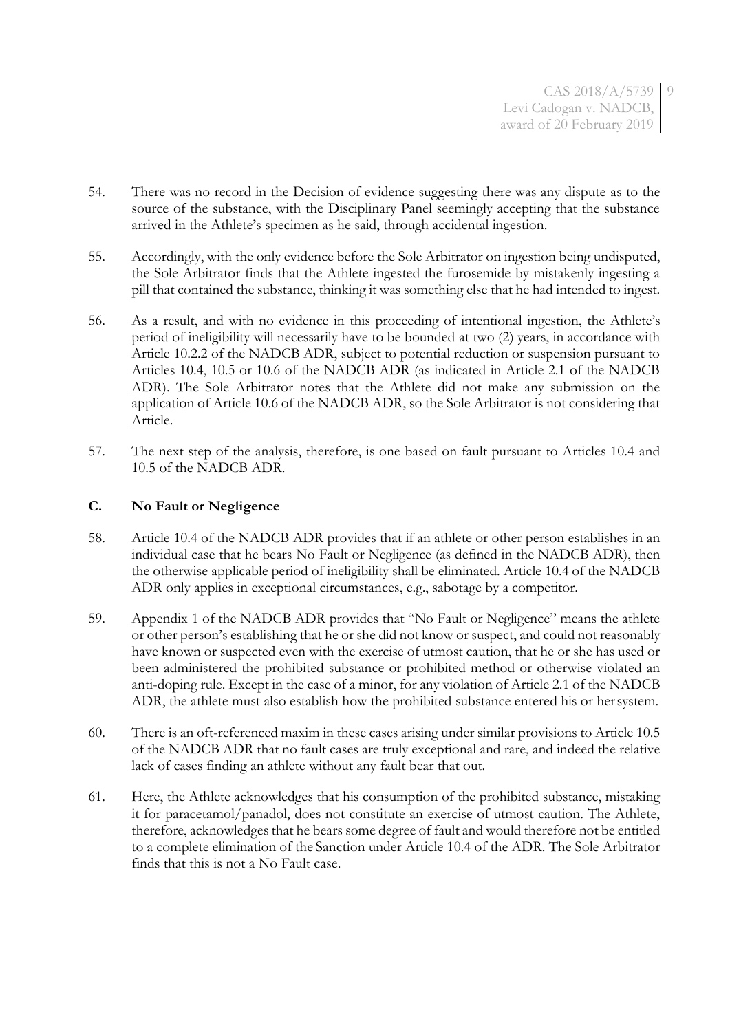54. There was no record in the Decision of evidence suggesting there was any dispute as to the source of the substance, with the Disciplinary Panel seemingly accepting that the substance arrived in the Athlete's specimen as he said, through accidental ingestion.

55. Accordingly, with the only evidence before the Sole Arbitrator on ingestion being undisputed, the Sole Arbitrator finds that the Athlete ingested the furosemide by mistakenly ingesting a pill that contained the substance, thinking it was something else that he had intended to ingest.

56. As a result, and with no evidence in this proceeding of intentional ingestion, the Athlete's period of ineligibility will necessarily have to be bounded at two (2) years, in accordance with Article 10.2.2 of the NADCB ADR, subject to potential reduction or suspension pursuant to Articles 10.4, 10.5 or 10.6 of the NADCB ADR (as indicated in Article 2.1 of the NADCB ADR). The Sole Arbitrator notes that the Athlete did not make any submission on the application of Article 10.6 of the NADCB ADR, so the Sole Arbitrator is not considering that Article.

57. The next step of the analysis, therefore, is one based on fault pursuant to Articles 10.4 and 10.5 of the NADCB ADR.

### C. No Fault or Negligence

58. Article 10.4 of the NADCB ADR provides that if an athlete or other person establishes in an individual case that he bears No Fault or Negligence (as defined in the NADCB ADR), then the otherwise applicable period of ineligibility shall be eliminated. Article 10.4 of the NADCB ADR only applies in exceptional circumstances, e.g., sabotage by a competitor.

59. Appendix 1 of the NADCB ADR provides that "No Fault or Negligence" means the athlete or other person's establishing that he or she did not know or suspect, and could not reasonably have known or suspected even with the exercise of utmost caution, that he or she has used or been administered the prohibited substance or prohibited method or otherwise violated an anti-doping rule. Except in the case of a minor, for any violation of Article 2.1 of the NADCB ADR, the athlete must also establish how the prohibited substance entered his or her system.

60. There is an oft-referenced maxim in these cases arising under similar provisions to Article 10.5 of the NADCB ADR that no fault cases are truly exceptional and rare, and indeed the relative lack of cases finding an athlete without any fault bear that out.

61. Here, the Athlete acknowledges that his consumption of the prohibited substance, mistaking it for paracetamol/panadol, does not constitute an exercise of utmost caution. The Athlete, therefore, acknowledges that he bears some degree of fault and would therefore not be entitled to a complete elimination of the Sanction under Article 10.4 of the ADR. The Sole Arbitrator finds that this is not a No Fault case.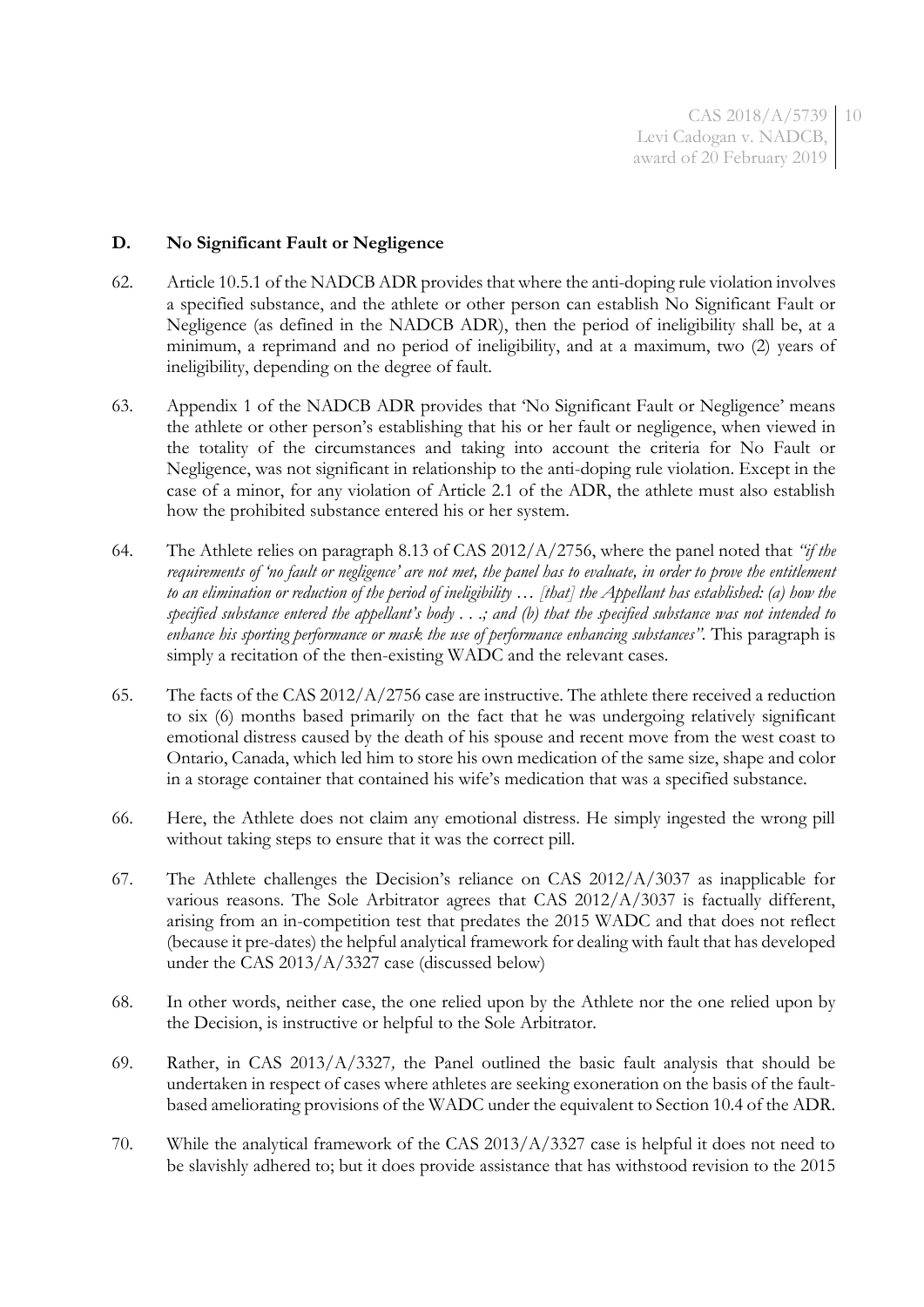### D. No Significant Fault or Negligence

62. Article 10.5.1 of the NADCB ADR provides that where the anti-doping rule violation involves a specified substance, and the athlete or other person can establish No Significant Fault or Negligence (as defined in the NADCB ADR), then the period of ineligibility shall be, at a minimum, a reprimand and no period of ineligibility, and at a maximum, two (2) years of ineligibility, depending on the degree of fault.

63. Appendix 1 of the NADCB ADR provides that 'No Significant Fault or Negligence' means the athlete or other person's establishing that his or her fault or negligence, when viewed in the totality of the circumstances and taking into account the criteria for No Fault or Negligence, was not significant in relationship to the anti-doping rule violation. Except in the case of a minor, for any violation of Article 2.1 of the ADR, the athlete must also establish how the prohibited substance entered his or her system.

64. The Athlete relies on paragraph 8.13 of CAS 2012/A/2756, where the panel noted that *"if the requirements of 'no fault or negligence' are not met, the panel has to evaluate, in order to prove the entitlement to an elimination or reduction of the period of ineligibility … [that] the Appellant has established: (a) how the specified substance entered the appellant's body . . .; and (b) that the specified substance was not intended to enhance his sporting performance or mask the use of performance enhancing substances"*. This paragraph is simply a recitation of the then-existing WADC and the relevant cases.

65. The facts of the CAS 2012/A/2756 case are instructive. The athlete there received a reduction to six (6) months based primarily on the fact that he was undergoing relatively significant emotional distress caused by the death of his spouse and recent move from the west coast to Ontario, Canada, which led him to store his own medication of the same size, shape and color in a storage container that contained his wife's medication that was a specified substance.

66. Here, the Athlete does not claim any emotional distress. He simply ingested the wrong pill without taking steps to ensure that it was the correct pill.

67. The Athlete challenges the Decision's reliance on CAS 2012/A/3037 as inapplicable for various reasons. The Sole Arbitrator agrees that CAS 2012/A/3037 is factually different, arising from an in-competition test that predates the 2015 WADC and that does not reflect (because it pre-dates) the helpful analytical framework for dealing with fault that has developed under the CAS 2013/A/3327 case (discussed below)

68. In other words, neither case, the one relied upon by the Athlete nor the one relied upon by the Decision, is instructive or helpful to the Sole Arbitrator.

69. Rather, in CAS 2013/A/3327*,* the Panel outlined the basic fault analysis that should be undertaken in respect of cases where athletes are seeking exoneration on the basis of the fault-based ameliorating provisions of the WADC under the equivalent to Section 10.4 of the ADR.

70. While the analytical framework of the CAS 2013/A/3327 case is helpful it does not need to be slavishly adhered to; but it does provide assistance that has withstood revision to the 2015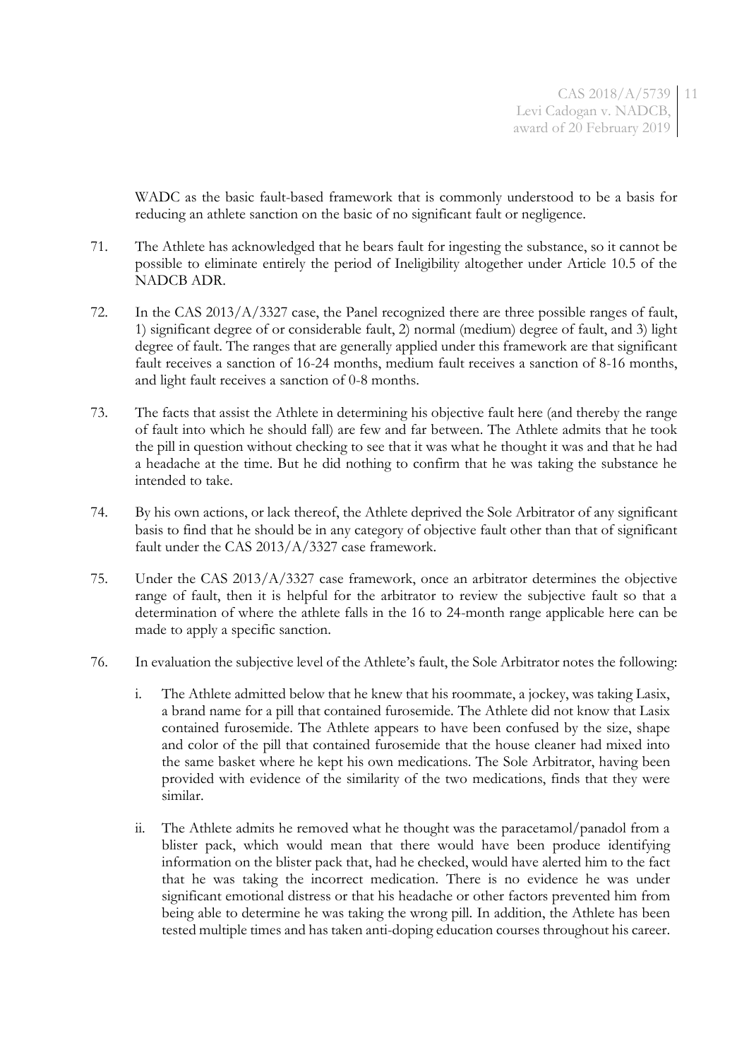WADC as the basic fault-based framework that is commonly understood to be a basis for reducing an athlete sanction on the basic of no significant fault or negligence.

71. The Athlete has acknowledged that he bears fault for ingesting the substance, so it cannot be possible to eliminate entirely the period of Ineligibility altogether under Article 10.5 of the NADCB ADR.

72. In the CAS 2013/A/3327 case, the Panel recognized there are three possible ranges of fault, 1) significant degree of or considerable fault, 2) normal (medium) degree of fault, and 3) light degree of fault. The ranges that are generally applied under this framework are that significant fault receives a sanction of 16-24 months, medium fault receives a sanction of 8-16 months, and light fault receives a sanction of 0-8 months.

73. The facts that assist the Athlete in determining his objective fault here (and thereby the range of fault into which he should fall) are few and far between. The Athlete admits that he took the pill in question without checking to see that it was what he thought it was and that he had a headache at the time. But he did nothing to confirm that he was taking the substance he intended to take.

74. By his own actions, or lack thereof, the Athlete deprived the Sole Arbitrator of any significant basis to find that he should be in any category of objective fault other than that of significant fault under the CAS 2013/A/3327 case framework.

75. Under the CAS 2013/A/3327 case framework, once an arbitrator determines the objective range of fault, then it is helpful for the arbitrator to review the subjective fault so that a determination of where the athlete falls in the 16 to 24-month range applicable here can be made to apply a specific sanction.

76. In evaluation the subjective level of the Athlete's fault, the Sole Arbitrator notes the following:

    i. The Athlete admitted below that he knew that his roommate, a jockey, was taking Lasix, a brand name for a pill that contained furosemide. The Athlete did not know that Lasix contained furosemide. The Athlete appears to have been confused by the size, shape and color of the pill that contained furosemide that the house cleaner had mixed into the same basket where he kept his own medications. The Sole Arbitrator, having been provided with evidence of the similarity of the two medications, finds that they were similar.

    ii. The Athlete admits he removed what he thought was the paracetamol/panadol from a blister pack, which would mean that there would have been produce identifying information on the blister pack that, had he checked, would have alerted him to the fact that he was taking the incorrect medication. There is no evidence he was under significant emotional distress or that his headache or other factors prevented him from being able to determine he was taking the wrong pill. In addition, the Athlete has been tested multiple times and has taken anti-doping education courses throughout his career.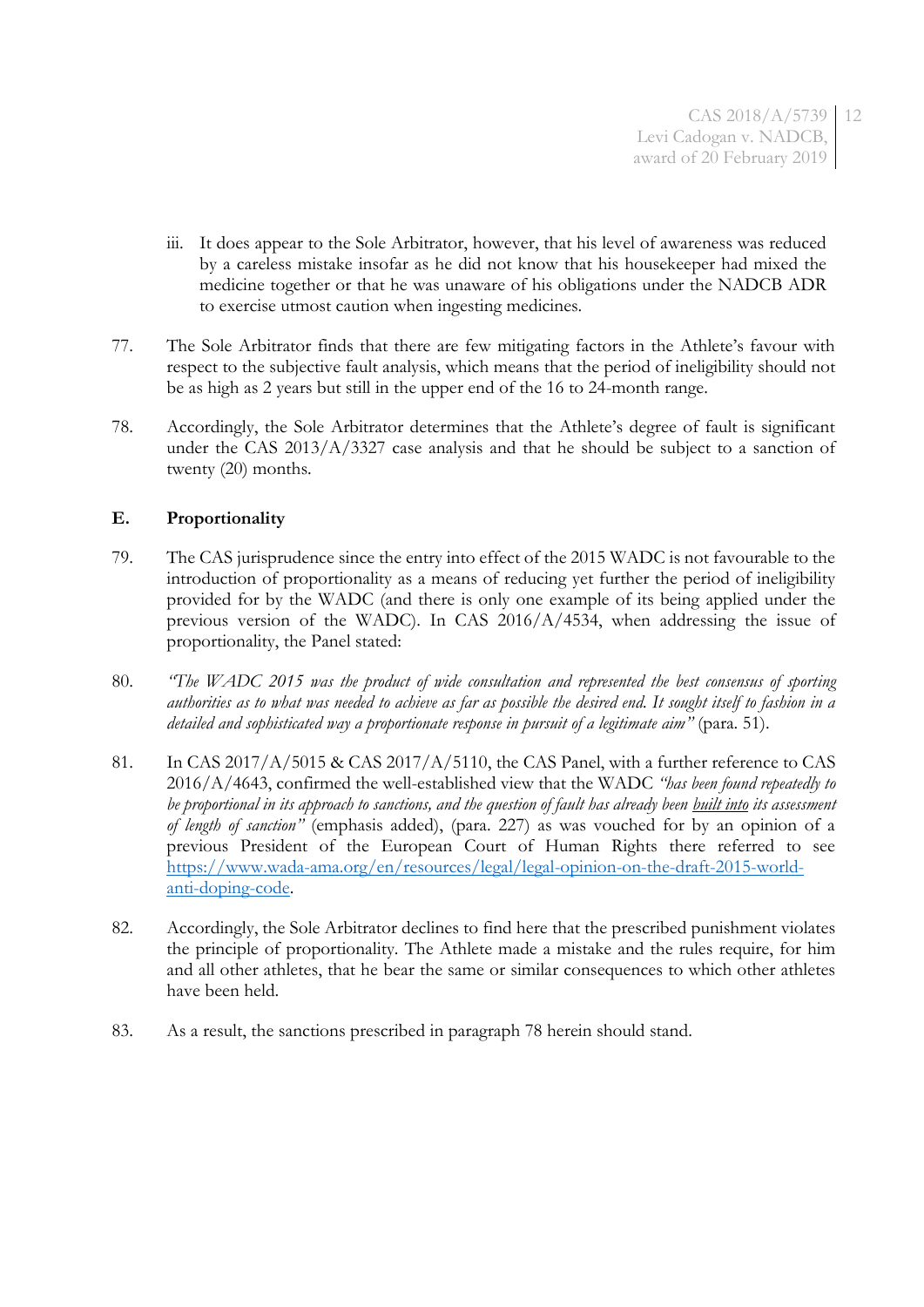iii. It does appear to the Sole Arbitrator, however, that his level of awareness was reduced by a careless mistake insofar as he did not know that his housekeeper had mixed the medicine together or that he was unaware of his obligations under the NADCB ADR to exercise utmost caution when ingesting medicines.

77. The Sole Arbitrator finds that there are few mitigating factors in the Athlete's favour with respect to the subjective fault analysis, which means that the period of ineligibility should not be as high as 2 years but still in the upper end of the 16 to 24-month range.

78. Accordingly, the Sole Arbitrator determines that the Athlete's degree of fault is significant under the CAS 2013/A/3327 case analysis and that he should be subject to a sanction of twenty (20) months.

### E. Proportionality

79. The CAS jurisprudence since the entry into effect of the 2015 WADC is not favourable to the introduction of proportionality as a means of reducing yet further the period of ineligibility provided for by the WADC (and there is only one example of its being applied under the previous version of the WADC). In CAS 2016/A/4534, when addressing the issue of proportionality, the Panel stated:

80. *"The WADC 2015 was the product of wide consultation and represented the best consensus of sporting authorities as to what was needed to achieve as far as possible the desired end. It sought itself to fashion in a detailed and sophisticated way a proportionate response in pursuit of a legitimate aim"* (para. 51).

81. In CAS 2017/A/5015 & CAS 2017/A/5110, the CAS Panel, with a further reference to CAS 2016/A/4643, confirmed the well-established view that the WADC *"has been found repeatedly to be proportional in its approach to sanctions, and the question of fault has already been* ***built into*** *its assessment of length of sanction"* (emphasis added), (para. 227) as was vouched for by an opinion of a previous President of the European Court of Human Rights there referred to see [https://www.wada-ama.org/en/resources/legal/legal-opinion-on-the-draft-2015-world-anti-doping-code](https://www.wada-ama.org/en/resources/legal/legal-opinion-on-the-draft-2015-world-anti-doping-code).

82. Accordingly, the Sole Arbitrator declines to find here that the prescribed punishment violates the principle of proportionality. The Athlete made a mistake and the rules require, for him and all other athletes, that he bear the same or similar consequences to which other athletes have been held.

83. As a result, the sanctions prescribed in paragraph 78 herein should stand.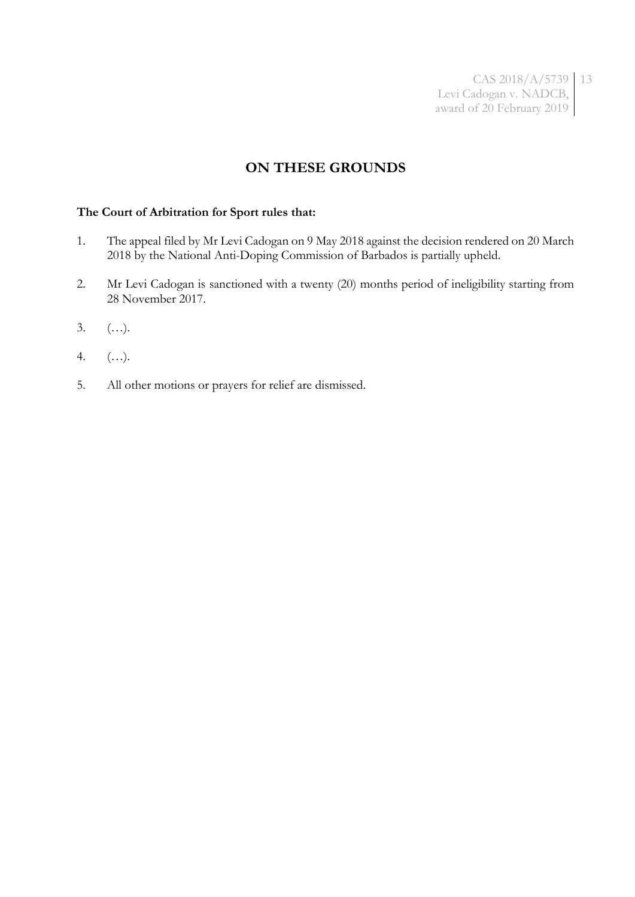## ON THESE GROUNDS

**The Court of Arbitration for Sport rules that:**

1. The appeal filed by Mr Levi Cadogan on 9 May 2018 against the decision rendered on 20 March 2018 by the National Anti-Doping Commission of Barbados is partially upheld.

2. Mr Levi Cadogan is sanctioned with a twenty (20) months period of ineligibility starting from 28 November 2017.

3. (…).

4. (…).

5. All other motions or prayers for relief are dismissed.